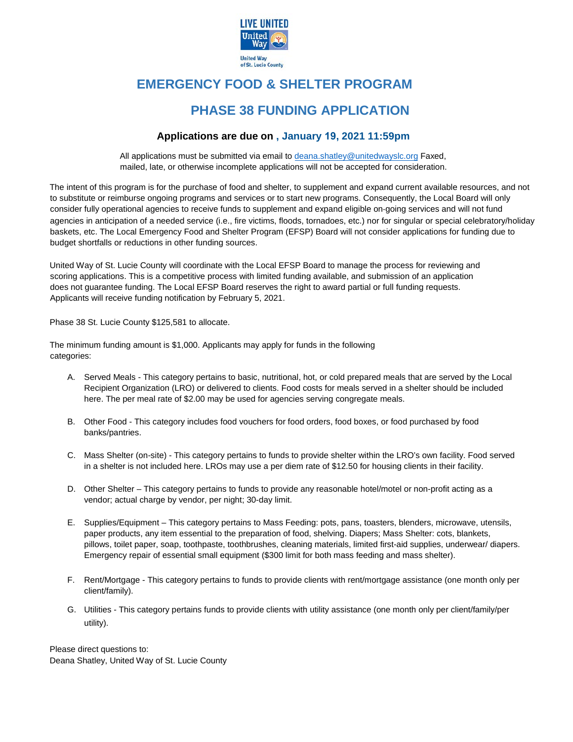LIVE UNITED

United Way of St. Lucie County

# EMERGENCY FOOD & SHELTER PROGRAM

# PHASE 38 FUNDING APPLICATION

### Applications are due on , January 19, 2021 11:59pm

All applications must be submitted via email to deana.shatley@unitedwayslc.org Faxed, mailed, late, or otherwise incomplete applications will not be accepted for consideration.

The intent of this program is for the purchase of food and shelter, to supplement and expand current available resources, and not to substitute or reimburse ongoing programs and services or to start new programs. Consequently, the Local Board will only consider fully operational agencies to receive funds to supplement and expand eligible on-going services and will not fund agencies in anticipation of a needed service (i.e., fire victims, floods, tornadoes, etc.) nor for singular or special celebratory/holiday baskets, etc. The Local Emergency Food and Shelter Program (EFSP) Board will not consider applications for funding due to budget shortfalls or reductions in other funding sources.

United Way of St. Lucie County will coordinate with the Local EFSP Board to manage the process for reviewing and scoring applications. This is a competitive process with limited funding available, and submission of an application does not guarantee funding. The Local EFSP Board reserves the right to award partial or full funding requests. Applicants will receive funding notification by February 5, 2021.

Phase 38 St. Lucie County $125,581 to allocate.

The minimum funding amount is $1,000. Applicants may apply for funds in the following categories:

A. Served Meals - This category pertains to basic, nutritional, hot, or cold prepared meals that are served by the Local Recipient Organization (LRO) or delivered to clients. Food costs for meals served in a shelter should be included here. The per meal rate of $2.00 may be used for agencies serving congregate meals.

B. Other Food - This category includes food vouchers for food orders, food boxes, or food purchased by food banks/pantries.

C. Mass Shelter (on-site) - This category pertains to funds to provide shelter within the LRO's own facility. Food served in a shelter is not included here. LROs may use a per diem rate of $12.50 for housing clients in their facility.

D. Other Shelter – This category pertains to funds to provide any reasonable hotel/motel or non-profit acting as a vendor; actual charge by vendor, per night; 30-day limit.

E. Supplies/Equipment – This category pertains to Mass Feeding: pots, pans, toasters, blenders, microwave, utensils, paper products, any item essential to the preparation of food, shelving. Diapers; Mass Shelter: cots, blankets, pillows, toilet paper, soap, toothpaste, toothbrushes, cleaning materials, limited first-aid supplies, underwear/ diapers. Emergency repair of essential small equipment ($300 limit for both mass feeding and mass shelter).

F. Rent/Mortgage - This category pertains to funds to provide clients with rent/mortgage assistance (one month only per client/family).

G. Utilities - This category pertains funds to provide clients with utility assistance (one month only per client/family/per utility).

Please direct questions to:
Deana Shatley, United Way of St. Lucie County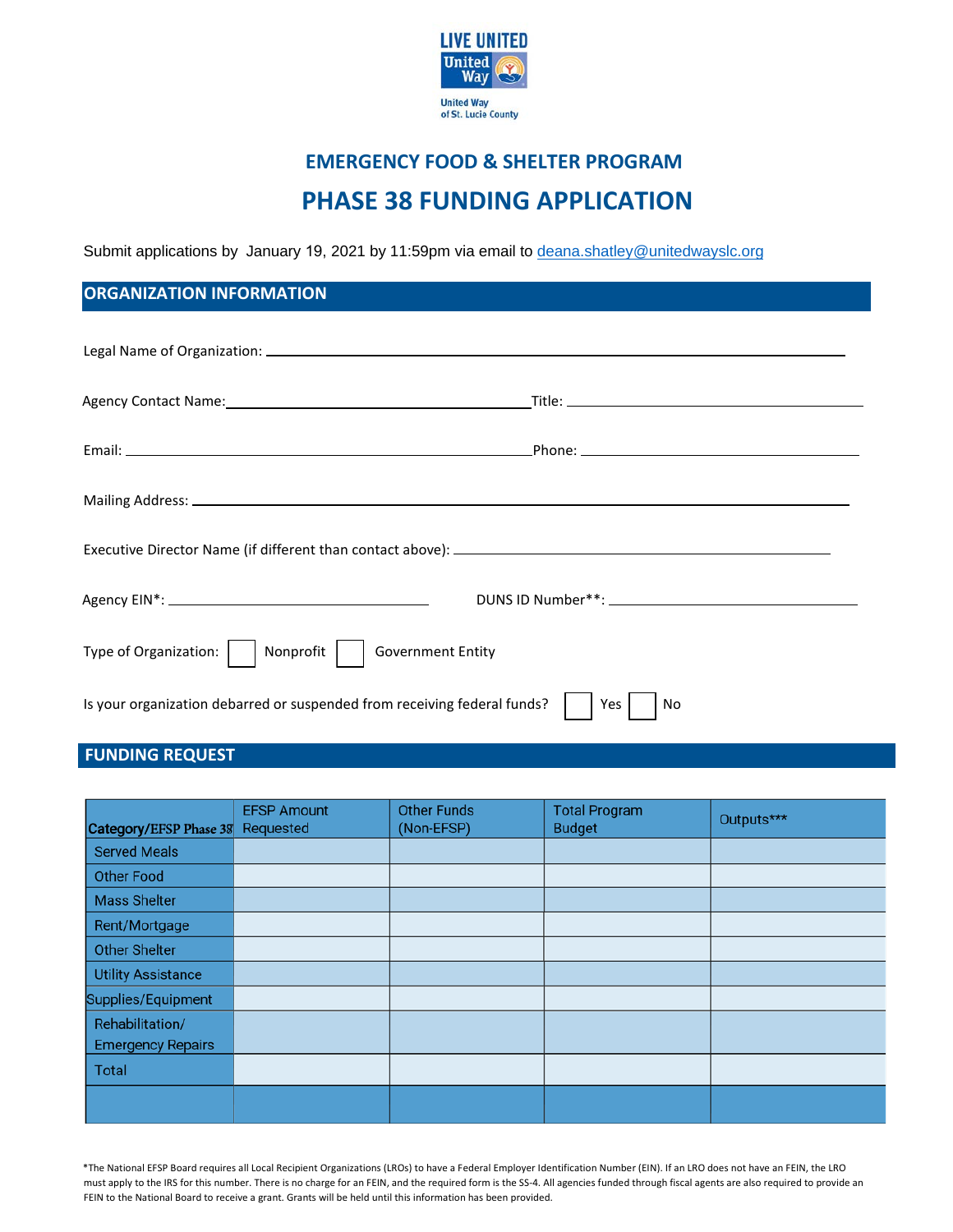LIVE UNITED

United Way of St. Lucie County

# EMERGENCY FOOD & SHELTER PROGRAM

# PHASE 38 FUNDING APPLICATION

Submit applications by January 19, 2021 by 11:59pm via email to deana.shatley@unitedwayslc.org

## ORGANIZATION INFORMATION

Legal Name of Organization: ______________________________

Agency Contact Name: ______________________________ Title: ______________________________

Email: ______________________________ Phone: ______________________________

Mailing Address: ______________________________

Executive Director Name (if different than contact above): ______________________________

Agency EIN*: ______________________________ DUNS ID Number**: ______________________________

Type of Organization: ☐ Nonprofit ☐ Government Entity

Is your organization debarred or suspended from receiving federal funds? ☐ Yes ☐ No

## FUNDING REQUEST

| Category/EFSP Phase 38 | EFSP Amount Requested | Other Funds (Non-EFSP) | Total Program Budget | Outputs*** |
|---|---|---|---|---|
| Served Meals | | | | |
| Other Food | | | | |
| Mass Shelter | | | | |
| Rent/Mortgage | | | | |
| Other Shelter | | | | |
| Utility Assistance | | | | |
| Supplies/Equipment | | | | |
| Rehabilitation/ Emergency Repairs | | | | |
| Total | | | | |
| | | | | |

*The National EFSP Board requires all Local Recipient Organizations (LROs) to have a Federal Employer Identification Number (EIN). If an LRO does not have an FEIN, the LRO must apply to the IRS for this number. There is no charge for an FEIN, and the required form is the SS-4. All agencies funded through fiscal agents are also required to provide an FEIN to the National Board to receive a grant. Grants will be held until this information has been provided.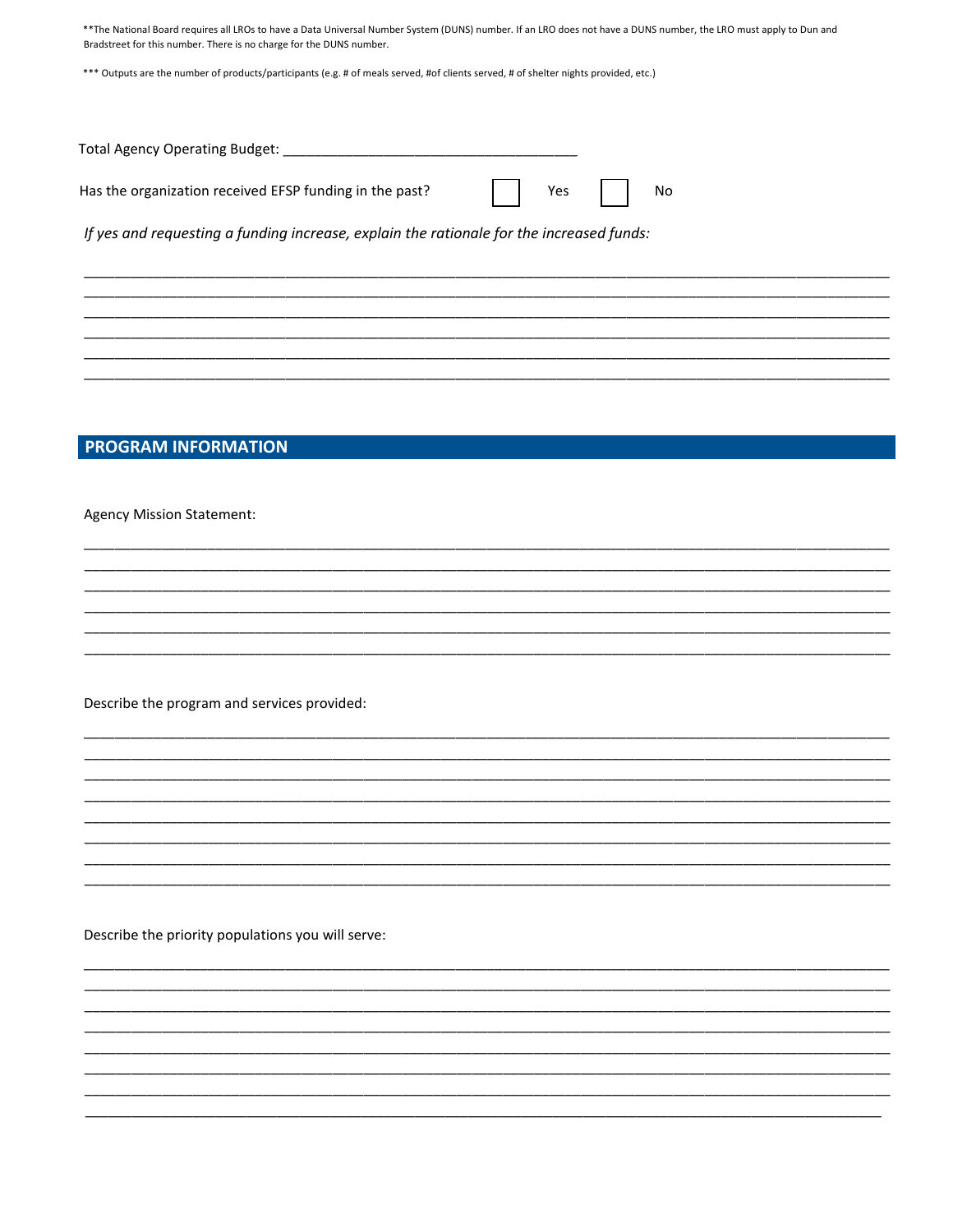**The National Board requires all LROs to have a Data Universal Number System (DUNS) number. If an LRO does not have a DUNS number, the LRO must apply to Dun and Bradstreet for this number. There is no charge for the DUNS number.

*** Outputs are the number of products/participants (e.g. # of meals served, #of clients served, # of shelter nights provided, etc.)

Total Agency Operating Budget: ______________________________________

Has the organization received EFSP funding in the past? ☐ Yes ☐ No

*If yes and requesting a funding increase, explain the rationale for the increased funds:*

______________________________________________________________________________________________
______________________________________________________________________________________________
______________________________________________________________________________________________
______________________________________________________________________________________________
______________________________________________________________________________________________
______________________________________________________________________________________________

## PROGRAM INFORMATION

Agency Mission Statement:

______________________________________________________________________________________________
______________________________________________________________________________________________
______________________________________________________________________________________________
______________________________________________________________________________________________
______________________________________________________________________________________________
______________________________________________________________________________________________

Describe the program and services provided:

______________________________________________________________________________________________
______________________________________________________________________________________________
______________________________________________________________________________________________
______________________________________________________________________________________________
______________________________________________________________________________________________
______________________________________________________________________________________________
______________________________________________________________________________________________
______________________________________________________________________________________________

Describe the priority populations you will serve:

______________________________________________________________________________________________
______________________________________________________________________________________________
______________________________________________________________________________________________
______________________________________________________________________________________________
______________________________________________________________________________________________
______________________________________________________________________________________________
______________________________________________________________________________________________
______________________________________________________________________________________________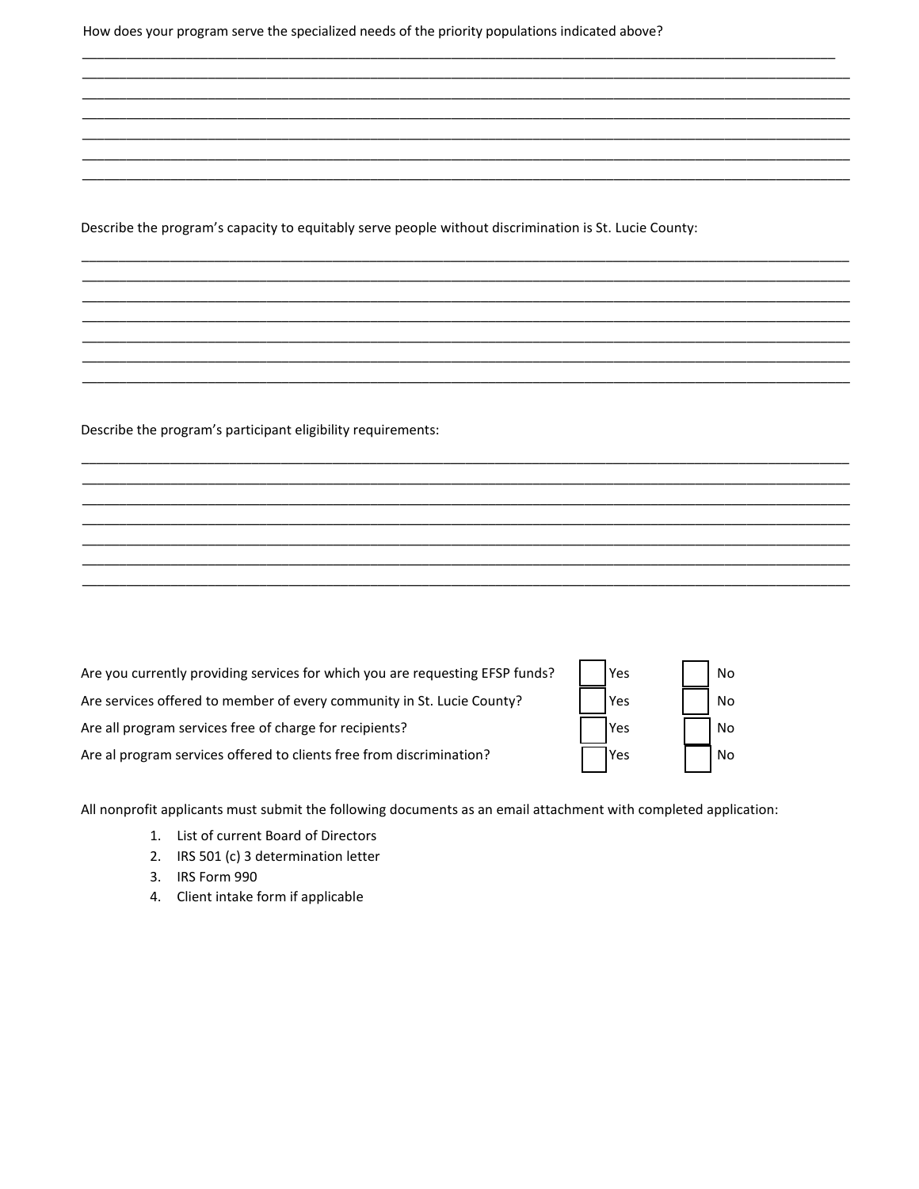How does your program serve the specialized needs of the priority populations indicated above?

_____________________________________________________________________________________________
_____________________________________________________________________________________________
_____________________________________________________________________________________________
_____________________________________________________________________________________________
_____________________________________________________________________________________________
_____________________________________________________________________________________________
_____________________________________________________________________________________________

Describe the program's capacity to equitably serve people without discrimination is St. Lucie County:

_____________________________________________________________________________________________
_____________________________________________________________________________________________
_____________________________________________________________________________________________
_____________________________________________________________________________________________
_____________________________________________________________________________________________
_____________________________________________________________________________________________
_____________________________________________________________________________________________

Describe the program's participant eligibility requirements:

_____________________________________________________________________________________________
_____________________________________________________________________________________________
_____________________________________________________________________________________________
_____________________________________________________________________________________________
_____________________________________________________________________________________________
_____________________________________________________________________________________________
_____________________________________________________________________________________________

| | | |
|---|---|---|
| Are you currently providing services for which you are requesting EFSP funds? | ☐ Yes | ☐ No |
| Are services offered to member of every community in St. Lucie County? | ☐ Yes | ☐ No |
| Are all program services free of charge for recipients? | ☐ Yes | ☐ No |
| Are al program services offered to clients free from discrimination? | ☐ Yes | ☐ No |

All nonprofit applicants must submit the following documents as an email attachment with completed application:

1. List of current Board of Directors
2. IRS 501 (c) 3 determination letter
3. IRS Form 990
4. Client intake form if applicable